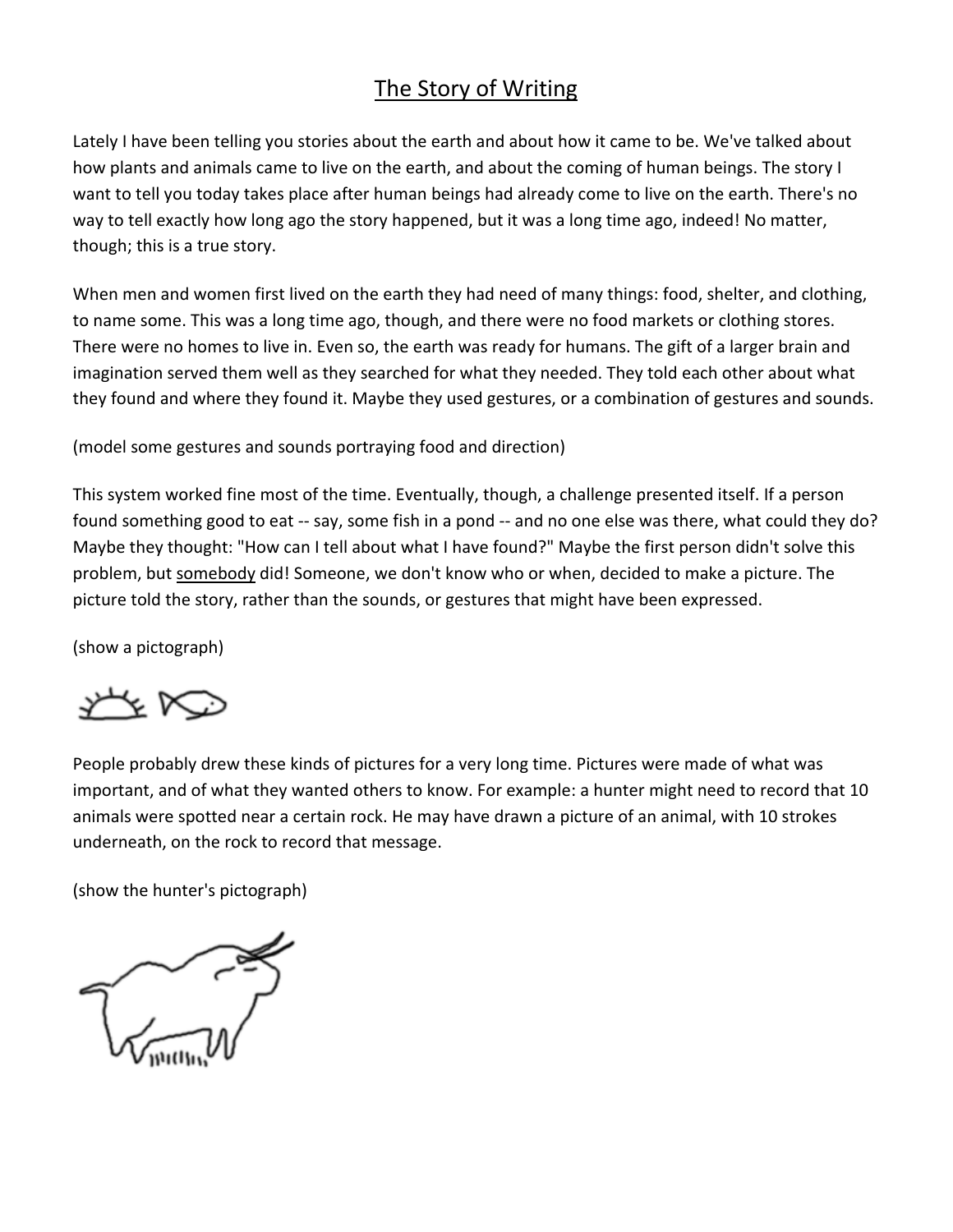# The Story of Writing

Lately I have been telling you stories about the earth and about how it came to be. We've talked about how plants and animals came to live on the earth, and about the coming of human beings. The story I want to tell you today takes place after human beings had already come to live on the earth. There's no way to tell exactly how long ago the story happened, but it was a long time ago, indeed! No matter, though; this is a true story.

When men and women first lived on the earth they had need of many things: food, shelter, and clothing, to name some. This was a long time ago, though, and there were no food markets or clothing stores. There were no homes to live in. Even so, the earth was ready for humans. The gift of a larger brain and imagination served them well as they searched for what they needed. They told each other about what they found and where they found it. Maybe they used gestures, or a combination of gestures and sounds.

(model some gestures and sounds portraying food and direction)

This system worked fine most of the time. Eventually, though, a challenge presented itself. If a person found something good to eat -- say, some fish in a pond -- and no one else was there, what could they do? Maybe they thought: "How can I tell about what I have found?" Maybe the first person didn't solve this problem, but <u>somebody</u> did! Someone, we don't know who or when, decided to make a picture. The picture told the story, rather than the sounds, or gestures that might have been expressed.

(show a pictograph)

People probably drew these kinds of pictures for a very long time. Pictures were made of what was important, and of what they wanted others to know. For example: a hunter might need to record that 10 animals were spotted near a certain rock. He may have drawn a picture of an animal, with 10 strokes underneath, on the rock to record that message.

(show the hunter's pictograph)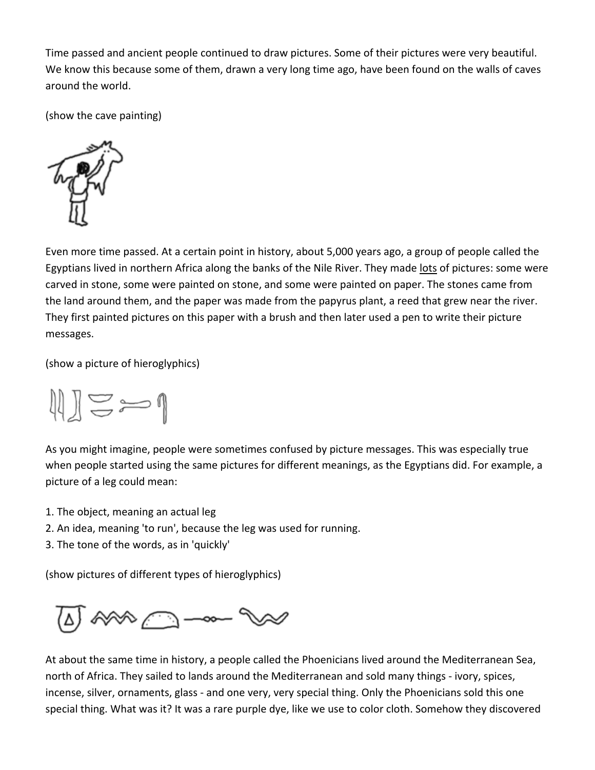Time passed and ancient people continued to draw pictures. Some of their pictures were very beautiful. We know this because some of them, drawn a very long time ago, have been found on the walls of caves around the world.

(show the cave painting)

Even more time passed. At a certain point in history, about 5,000 years ago, a group of people called the Egyptians lived in northern Africa along the banks of the Nile River. They made lots of pictures: some were carved in stone, some were painted on stone, and some were painted on paper. The stones came from the land around them, and the paper was made from the papyrus plant, a reed that grew near the river. They first painted pictures on this paper with a brush and then later used a pen to write their picture messages.

(show a picture of hieroglyphics)

As you might imagine, people were sometimes confused by picture messages. This was especially true when people started using the same pictures for different meanings, as the Egyptians did. For example, a picture of a leg could mean:

1. The object, meaning an actual leg
2. An idea, meaning 'to run', because the leg was used for running.
3. The tone of the words, as in 'quickly'

(show pictures of different types of hieroglyphics)

At about the same time in history, a people called the Phoenicians lived around the Mediterranean Sea, north of Africa. They sailed to lands around the Mediterranean and sold many things - ivory, spices, incense, silver, ornaments, glass - and one very, very special thing. Only the Phoenicians sold this one special thing. What was it? It was a rare purple dye, like we use to color cloth. Somehow they discovered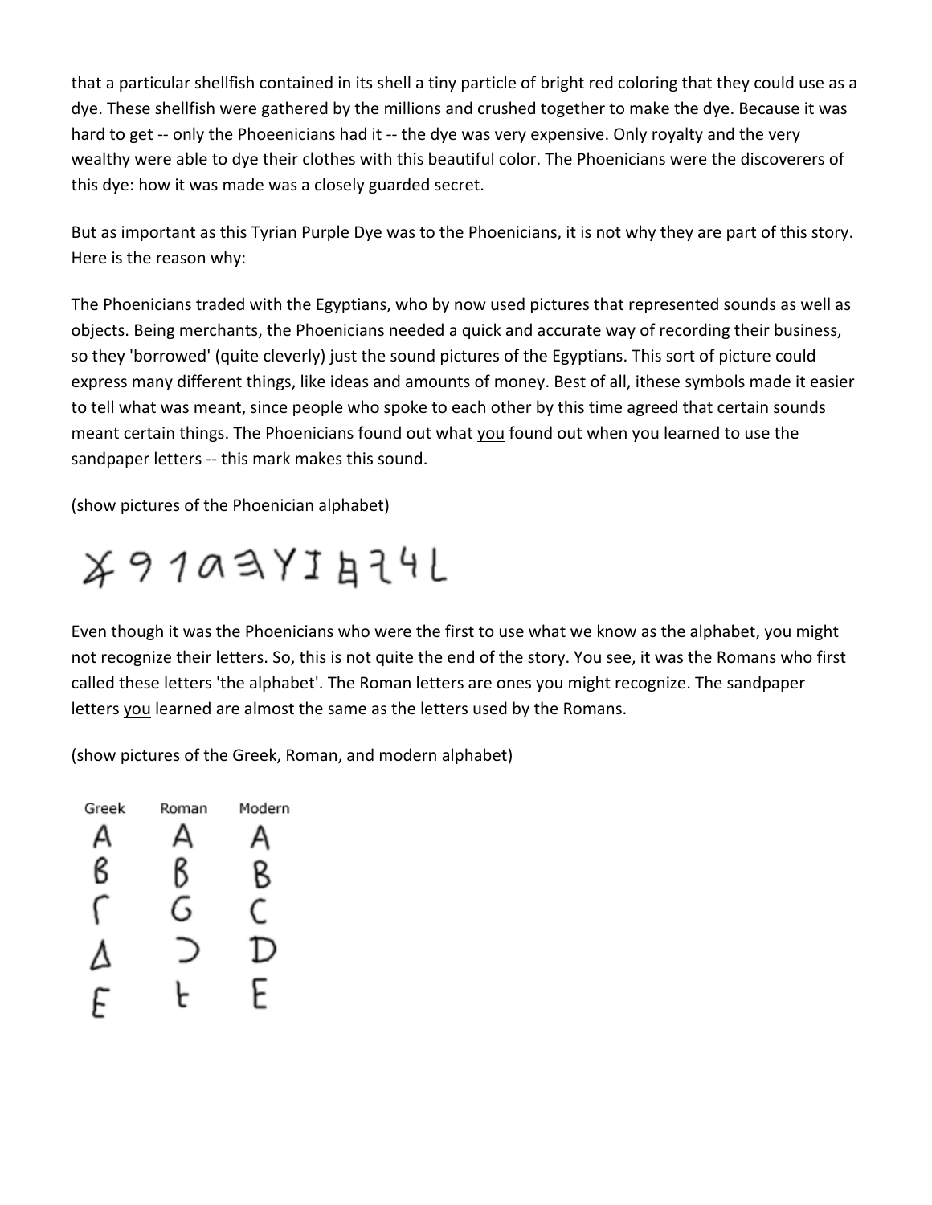that a particular shellfish contained in its shell a tiny particle of bright red coloring that they could use as a dye. These shellfish were gathered by the millions and crushed together to make the dye. Because it was hard to get -- only the Phoeenicians had it -- the dye was very expensive. Only royalty and the very wealthy were able to dye their clothes with this beautiful color. The Phoenicians were the discoverers of this dye: how it was made was a closely guarded secret.

But as important as this Tyrian Purple Dye was to the Phoenicians, it is not why they are part of this story. Here is the reason why:

The Phoenicians traded with the Egyptians, who by now used pictures that represented sounds as well as objects. Being merchants, the Phoenicians needed a quick and accurate way of recording their business, so they 'borrowed' (quite cleverly) just the sound pictures of the Egyptians. This sort of picture could express many different things, like ideas and amounts of money. Best of all, ithese symbols made it easier to tell what was meant, since people who spoke to each other by this time agreed that certain sounds meant certain things. The Phoenicians found out what <u>you</u> found out when you learned to use the sandpaper letters -- this mark makes this sound.

(show pictures of the Phoenician alphabet)

𐤀 𐤁 𐤂 𐤃 𐤄 𐤅 𐤆 𐤇 𐤉 𐤊 𐤋

Even though it was the Phoenicians who were the first to use what we know as the alphabet, you might not recognize their letters. So, this is not quite the end of the story. You see, it was the Romans who first called these letters 'the alphabet'. The Roman letters are ones you might recognize. The sandpaper letters <u>you</u> learned are almost the same as the letters used by the Romans.

(show pictures of the Greek, Roman, and modern alphabet)

| Greek | Roman | Modern |
| --- | --- | --- |
| A | A | A |
| B | B | B |
| Γ | G | C |
| Δ | D | D |
| E | E | E |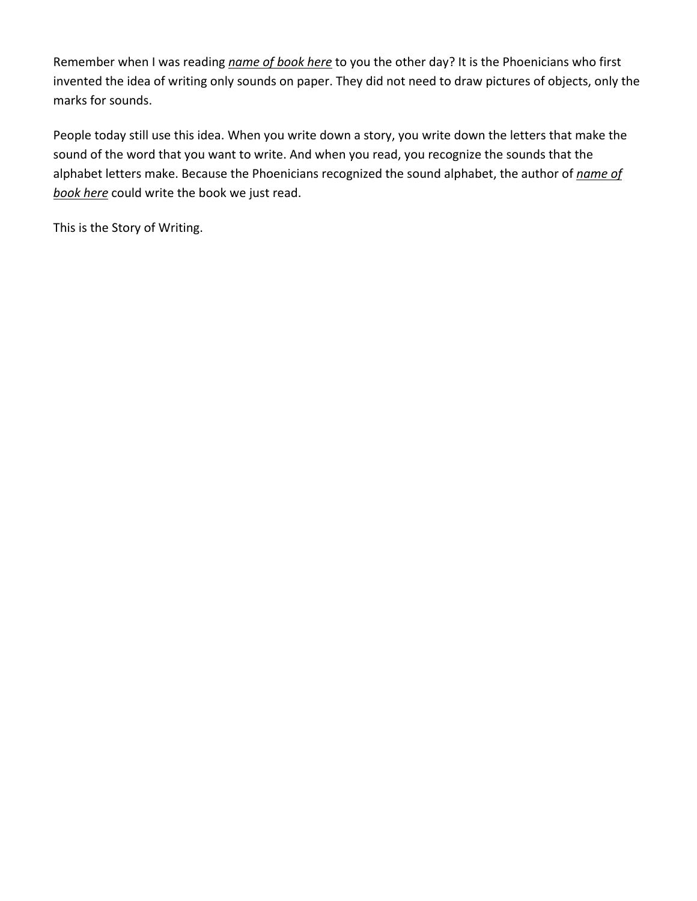Remember when I was reading *<u>name of book here</u>* to you the other day? It is the Phoenicians who first invented the idea of writing only sounds on paper. They did not need to draw pictures of objects, only the marks for sounds.

People today still use this idea. When you write down a story, you write down the letters that make the sound of the word that you want to write. And when you read, you recognize the sounds that the alphabet letters make. Because the Phoenicians recognized the sound alphabet, the author of *<u>name of book here</u>* could write the book we just read.

This is the Story of Writing.